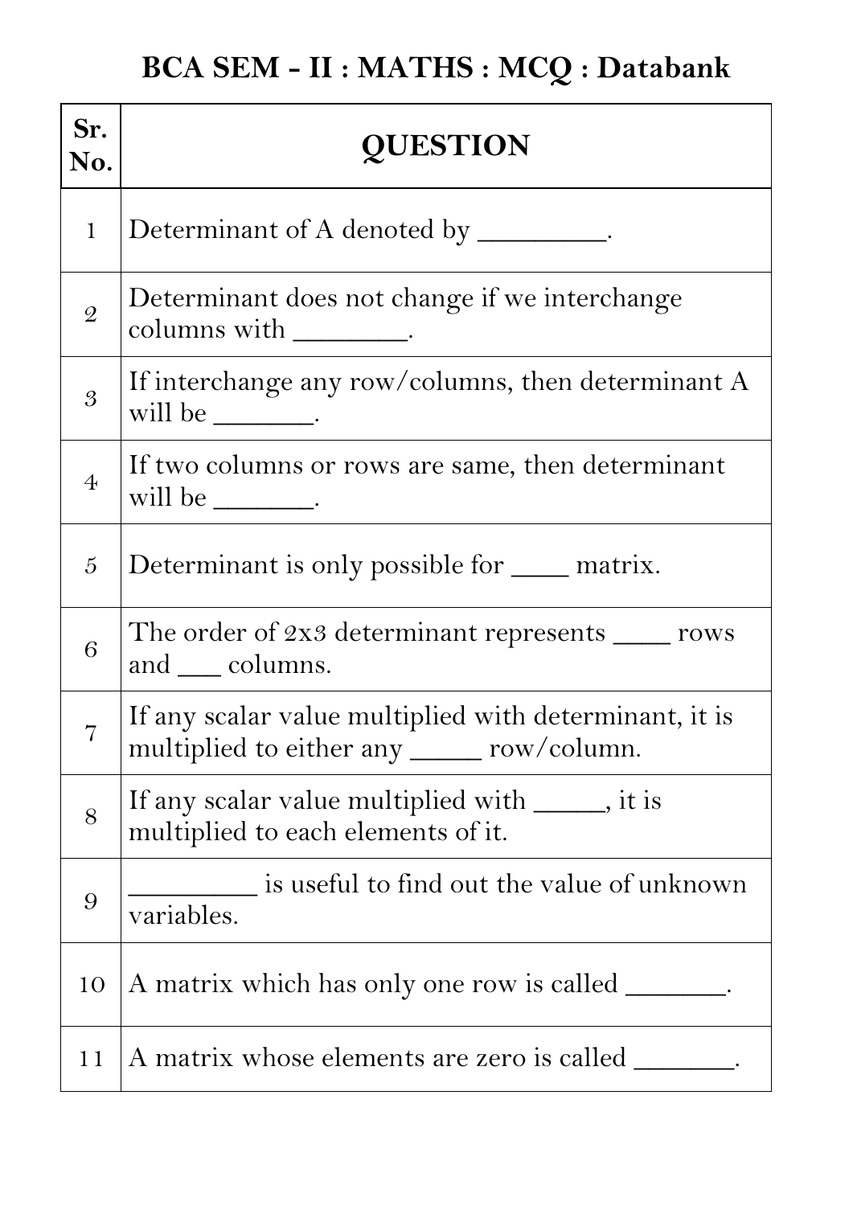# BCA SEM - II : MATHS : MCQ : Databank

| Sr. No. | QUESTION |
|---|---|
| 1 | Determinant of A denoted by _________. |
| 2 | Determinant does not change if we interchange columns with ________. |
| 3 | If interchange any row/columns, then determinant A will be _______. |
| 4 | If two columns or rows are same, then determinant will be _______. |
| 5 | Determinant is only possible for ____ matrix. |
| 6 | The order of 2x3 determinant represents ____ rows and ___ columns. |
| 7 | If any scalar value multiplied with determinant, it is multiplied to either any _____ row/column. |
| 8 | If any scalar value multiplied with _____, it is multiplied to each elements of it. |
| 9 | _________ is useful to find out the value of unknown variables. |
| 10 | A matrix which has only one row is called _______. |
| 11 | A matrix whose elements are zero is called _______. |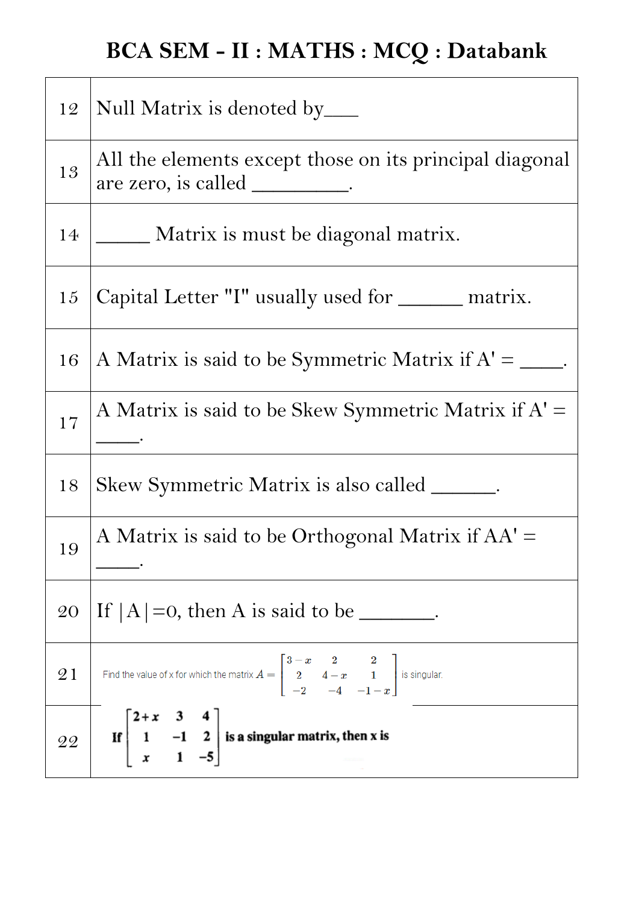# BCA SEM - II : MATHS : MCQ : Databank

| | |
|---|---|
| 12 | Null Matrix is denoted by___ |
| 13 | All the elements except those on its principal diagonal are zero, is called _________. |
| 14 | _____ Matrix is must be diagonal matrix. |
| 15 | Capital Letter "I" usually used for ______ matrix. |
| 16 | A Matrix is said to be Symmetric Matrix if A' = ____. |
| 17 | A Matrix is said to be Skew Symmetric Matrix if A' = ____. |
| 18 | Skew Symmetric Matrix is also called ______. |
| 19 | A Matrix is said to be Orthogonal Matrix if AA' = ____. |
| 20 | If \|A\|=0, then A is said to be _______. |
| 21 | Find the value of x for which the matrix $A = \begin{bmatrix} 3-x & 2 & 2 \\ 2 & 4-x & 1 \\ -2 & -4 & -1-x \end{bmatrix}$ is singular. |
| 22 | If $\begin{bmatrix} 2+x & 3 & 4 \\ 1 & -1 & 2 \\ x & 1 & -5 \end{bmatrix}$ is a singular matrix, then x is |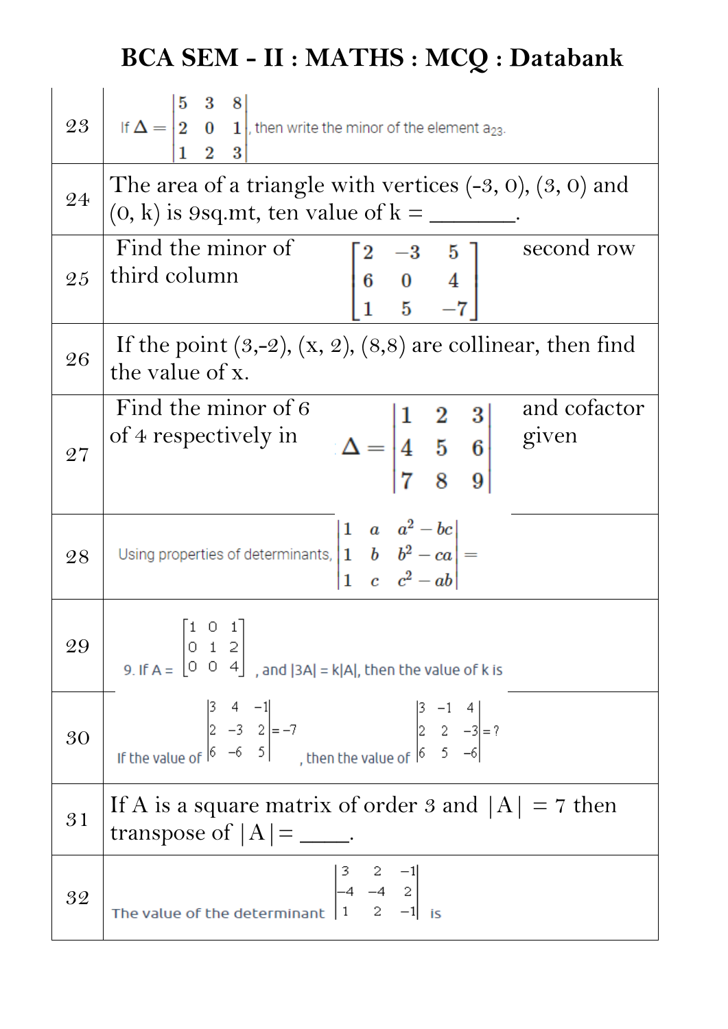# BCA SEM - II : MATHS : MCQ : Databank

| | |
|---|---|
| 23 | If $\Delta = \begin{vmatrix} 5 & 3 & 8 \\ 2 & 0 & 1 \\ 1 & 2 & 3 \end{vmatrix}$, then write the minor of the element $a_{23}$. |
| 24 | The area of a triangle with vertices (-3, 0), (3, 0) and (0, k) is 9sq.mt, ten value of k = _______. |
| 25 | Find the minor of $\begin{bmatrix} 2 & -3 & 5 \\ 6 & 0 & 4 \\ 1 & 5 & -7 \end{bmatrix}$ second row third column |
| 26 | If the point (3,-2), (x, 2), (8,8) are collinear, then find the value of x. |
| 27 | Find the minor of 6 and cofactor of 4 respectively in given $\Delta = \begin{vmatrix} 1 & 2 & 3 \\ 4 & 5 & 6 \\ 7 & 8 & 9 \end{vmatrix}$ |
| 28 | Using properties of determinants, $\begin{vmatrix} 1 & a & a^2 - bc \\ 1 & b & b^2 - ca \\ 1 & c & c^2 - ab \end{vmatrix} =$ |
| 29 | 9. If A = $\begin{bmatrix} 1 & 0 & 1 \\ 0 & 1 & 2 \\ 0 & 0 & 4 \end{bmatrix}$, and $\|3A\| = k\|A\|$, then the value of k is |
| 30 | If the value of $\begin{vmatrix} 3 & 4 & -1 \\ 2 & -3 & 2 \\ 6 & -6 & 5 \end{vmatrix} = -7$, then the value of $\begin{vmatrix} 3 & -1 & 4 \\ 2 & 2 & -3 \\ 6 & 5 & -6 \end{vmatrix} = ?$ |
| 31 | If A is a square matrix of order 3 and $\|A\| = 7$ then transpose of $\|A\| =$ ____. |
| 32 | The value of the determinant $\begin{vmatrix} 3 & 2 & -1 \\ -4 & -4 & 2 \\ 1 & 2 & -1 \end{vmatrix}$ is |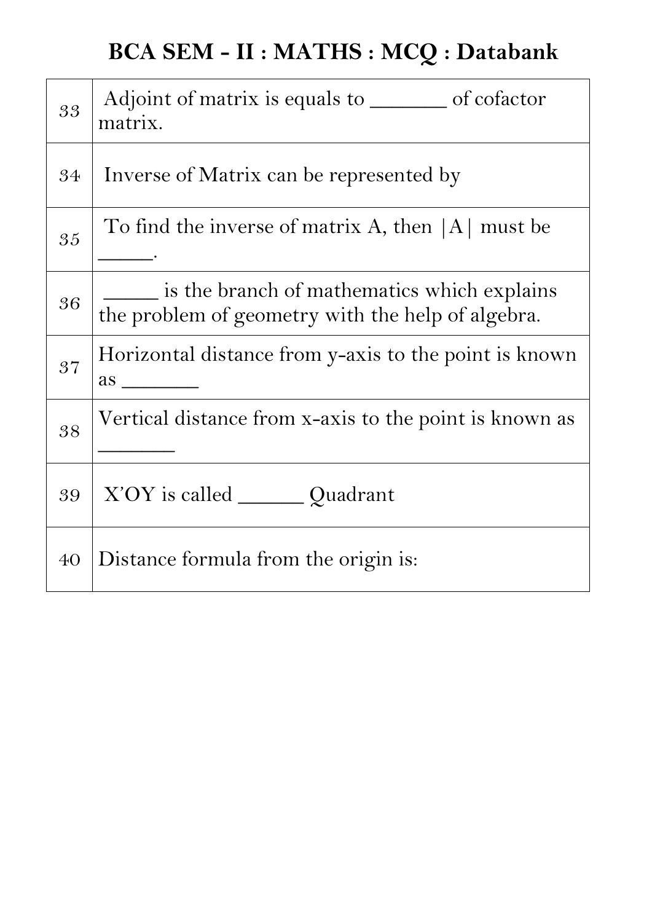# BCA SEM - II : MATHS : MCQ : Databank

| | |
|---|---|
| 33 | Adjoint of matrix is equals to _______ of cofactor matrix. |
| 34 | Inverse of Matrix can be represented by |
| 35 | To find the inverse of matrix A, then $\|A\|$ must be _____. |
| 36 | _____ is the branch of mathematics which explains the problem of geometry with the help of algebra. |
| 37 | Horizontal distance from y-axis to the point is known as _______ |
| 38 | Vertical distance from x-axis to the point is known as _______ |
| 39 | X'OY is called ______ Quadrant |
| 40 | Distance formula from the origin is: |